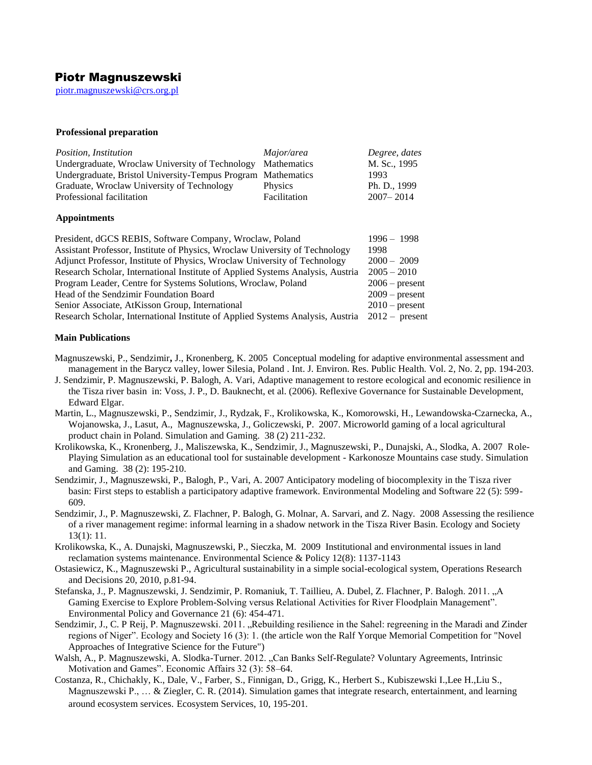# Piotr Magnuszewski

piotr.magnuszewski@crs.org.pl

### Professional preparation

| *Position, Institution* | *Major/area* | *Degree, dates* |
|---|---|---|
| Undergraduate, Wroclaw University of Technology | Mathematics | M. Sc., 1995 |
| Undergraduate, Bristol University-Tempus Program | Mathematics | 1993 |
| Graduate, Wroclaw University of Technology | Physics | Ph. D., 1999 |
| Professional facilitation | Facilitation | 2007– 2014 |

### Appointments

| | |
|---|---|
| President, dGCS REBIS, Software Company, Wroclaw, Poland | 1996 – 1998 |
| Assistant Professor, Institute of Physics, Wroclaw University of Technology | 1998 |
| Adjunct Professor, Institute of Physics, Wroclaw University of Technology | 2000 – 2009 |
| Research Scholar, International Institute of Applied Systems Analysis, Austria | 2005 – 2010 |
| Program Leader, Centre for Systems Solutions, Wroclaw, Poland | 2006 – present |
| Head of the Sendzimir Foundation Board | 2009 – present |
| Senior Associate, AtKisson Group, International | 2010 – present |
| Research Scholar, International Institute of Applied Systems Analysis, Austria | 2012 – present |

### Main Publications

Magnuszewski, P., Sendzimir, J., Kronenberg, K. 2005 Conceptual modeling for adaptive environmental assessment and management in the Barycz valley, lower Silesia, Poland . Int. J. Environ. Res. Public Health. Vol. 2, No. 2, pp. 194-203.

J. Sendzimir, P. Magnuszewski, P. Balogh, A. Vari, Adaptive management to restore ecological and economic resilience in the Tisza river basin in: Voss, J. P., D. Bauknecht, et al. (2006). Reflexive Governance for Sustainable Development, Edward Elgar.

Martin, L., Magnuszewski, P., Sendzimir, J., Rydzak, F., Krolikowska, K., Komorowski, H., Lewandowska-Czarnecka, A., Wojanowska, J., Lasut, A., Magnuszewska, J., Goliczewski, P. 2007. Microworld gaming of a local agricultural product chain in Poland. Simulation and Gaming. 38 (2) 211-232.

Krolikowska, K., Kronenberg, J., Maliszewska, K., Sendzimir, J., Magnuszewski, P., Dunajski, A., Slodka, A. 2007 Role-Playing Simulation as an educational tool for sustainable development - Karkonosze Mountains case study. Simulation and Gaming. 38 (2): 195-210.

Sendzimir, J., Magnuszewski, P., Balogh, P., Vari, A. 2007 Anticipatory modeling of biocomplexity in the Tisza river basin: First steps to establish a participatory adaptive framework. Environmental Modeling and Software 22 (5): 599-609.

Sendzimir, J., P. Magnuszewski, Z. Flachner, P. Balogh, G. Molnar, A. Sarvari, and Z. Nagy. 2008 Assessing the resilience of a river management regime: informal learning in a shadow network in the Tisza River Basin. Ecology and Society 13(1): 11.

Krolikowska, K., A. Dunajski, Magnuszewski, P., Sieczka, M. 2009 Institutional and environmental issues in land reclamation systems maintenance. Environmental Science & Policy 12(8): 1137-1143

Ostasiewicz, K., Magnuszewski P., Agricultural sustainability in a simple social-ecological system, Operations Research and Decisions 20, 2010, p.81-94.

Stefanska, J., P. Magnuszewski, J. Sendzimir, P. Romaniuk, T. Taillieu, A. Dubel, Z. Flachner, P. Balogh. 2011. „A Gaming Exercise to Explore Problem-Solving versus Relational Activities for River Floodplain Management". Environmental Policy and Governance 21 (6): 454-471.

Sendzimir, J., C. P Reij, P. Magnuszewski. 2011. „Rebuilding resilience in the Sahel: regreening in the Maradi and Zinder regions of Niger". Ecology and Society 16 (3): 1. (the article won the Ralf Yorque Memorial Competition for "Novel Approaches of Integrative Science for the Future")

Walsh, A., P. Magnuszewski, A. Slodka-Turner. 2012. „Can Banks Self-Regulate? Voluntary Agreements, Intrinsic Motivation and Games". Economic Affairs 32 (3): 58–64.

Costanza, R., Chichakly, K., Dale, V., Farber, S., Finnigan, D., Grigg, K., Herbert S., Kubiszewski I.,Lee H.,Liu S., Magnuszewski P., … & Ziegler, C. R. (2014). Simulation games that integrate research, entertainment, and learning around ecosystem services. Ecosystem Services, 10, 195-201.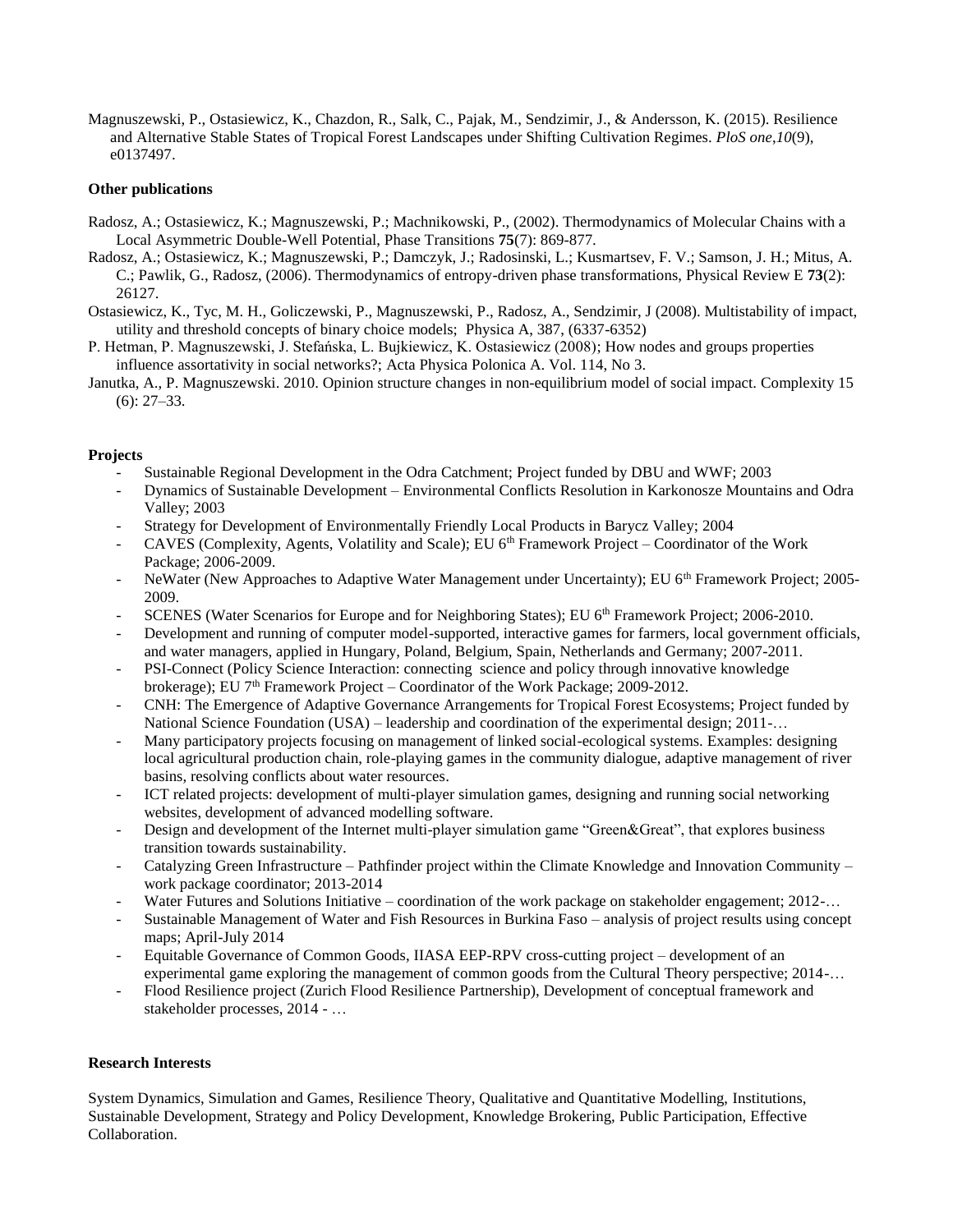Magnuszewski, P., Ostasiewicz, K., Chazdon, R., Salk, C., Pajak, M., Sendzimir, J., & Andersson, K. (2015). Resilience and Alternative Stable States of Tropical Forest Landscapes under Shifting Cultivation Regimes. *PloS one*,*10*(9), e0137497.

**Other publications**

Radosz, A.; Ostasiewicz, K.; Magnuszewski, P.; Machnikowski, P., (2002). Thermodynamics of Molecular Chains with a Local Asymmetric Double-Well Potential, Phase Transitions **75**(7): 869-877.

Radosz, A.; Ostasiewicz, K.; Magnuszewski, P.; Damczyk, J.; Radosinski, L.; Kusmartsev, F. V.; Samson, J. H.; Mitus, A. C.; Pawlik, G., Radosz, (2006). Thermodynamics of entropy-driven phase transformations, Physical Review E **73**(2): 26127.

Ostasiewicz, K., Tyc, M. H., Goliczewski, P., Magnuszewski, P., Radosz, A., Sendzimir, J (2008). Multistability of impact, utility and threshold concepts of binary choice models; Physica A, 387, (6337-6352)

P. Hetman, P. Magnuszewski, J. Stefańska, L. Bujkiewicz, K. Ostasiewicz (2008); How nodes and groups properties influence assortativity in social networks?; Acta Physica Polonica A. Vol. 114, No 3.

Janutka, A., P. Magnuszewski. 2010. Opinion structure changes in non-equilibrium model of social impact. Complexity 15 (6): 27–33.

**Projects**

- Sustainable Regional Development in the Odra Catchment; Project funded by DBU and WWF; 2003
- Dynamics of Sustainable Development – Environmental Conflicts Resolution in Karkonosze Mountains and Odra Valley; 2003
- Strategy for Development of Environmentally Friendly Local Products in Barycz Valley; 2004
- CAVES (Complexity, Agents, Volatility and Scale); EU 6th Framework Project – Coordinator of the Work Package; 2006-2009.
- NeWater (New Approaches to Adaptive Water Management under Uncertainty); EU 6th Framework Project; 2005-2009.
- SCENES (Water Scenarios for Europe and for Neighboring States); EU 6th Framework Project; 2006-2010.
- Development and running of computer model-supported, interactive games for farmers, local government officials, and water managers, applied in Hungary, Poland, Belgium, Spain, Netherlands and Germany; 2007-2011.
- PSI-Connect (Policy Science Interaction: connecting science and policy through innovative knowledge brokerage); EU 7th Framework Project – Coordinator of the Work Package; 2009-2012.
- CNH: The Emergence of Adaptive Governance Arrangements for Tropical Forest Ecosystems; Project funded by National Science Foundation (USA) – leadership and coordination of the experimental design; 2011-…
- Many participatory projects focusing on management of linked social-ecological systems. Examples: designing local agricultural production chain, role-playing games in the community dialogue, adaptive management of river basins, resolving conflicts about water resources.
- ICT related projects: development of multi-player simulation games, designing and running social networking websites, development of advanced modelling software.
- Design and development of the Internet multi-player simulation game "Green&Great", that explores business transition towards sustainability.
- Catalyzing Green Infrastructure – Pathfinder project within the Climate Knowledge and Innovation Community – work package coordinator; 2013-2014
- Water Futures and Solutions Initiative – coordination of the work package on stakeholder engagement; 2012-…
- Sustainable Management of Water and Fish Resources in Burkina Faso – analysis of project results using concept maps; April-July 2014
- Equitable Governance of Common Goods, IIASA EEP-RPV cross-cutting project – development of an experimental game exploring the management of common goods from the Cultural Theory perspective; 2014-…
- Flood Resilience project (Zurich Flood Resilience Partnership), Development of conceptual framework and stakeholder processes, 2014 - …

**Research Interests**

System Dynamics, Simulation and Games, Resilience Theory, Qualitative and Quantitative Modelling, Institutions, Sustainable Development, Strategy and Policy Development, Knowledge Brokering, Public Participation, Effective Collaboration.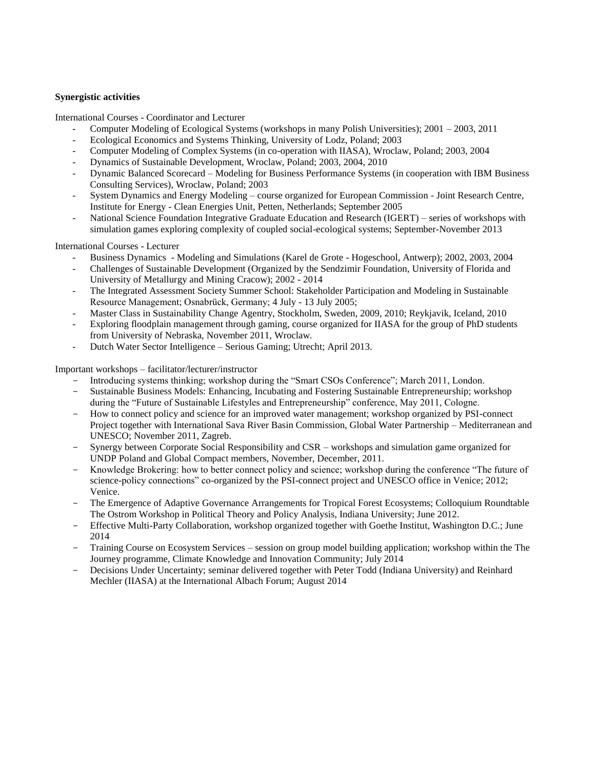**Synergistic activities**

International Courses - Coordinator and Lecturer

- Computer Modeling of Ecological Systems (workshops in many Polish Universities); 2001 – 2003, 2011
- Ecological Economics and Systems Thinking, University of Lodz, Poland; 2003
- Computer Modeling of Complex Systems (in co-operation with IIASA), Wroclaw, Poland; 2003, 2004
- Dynamics of Sustainable Development, Wroclaw, Poland; 2003, 2004, 2010
- Dynamic Balanced Scorecard – Modeling for Business Performance Systems (in cooperation with IBM Business Consulting Services), Wroclaw, Poland; 2003
- System Dynamics and Energy Modeling – course organized for European Commission - Joint Research Centre, Institute for Energy - Clean Energies Unit, Petten, Netherlands; September 2005
- National Science Foundation Integrative Graduate Education and Research (IGERT) – series of workshops with simulation games exploring complexity of coupled social-ecological systems; September-November 2013

International Courses - Lecturer

- Business Dynamics - Modeling and Simulations (Karel de Grote - Hogeschool, Antwerp); 2002, 2003, 2004
- Challenges of Sustainable Development (Organized by the Sendzimir Foundation, University of Florida and University of Metallurgy and Mining Cracow); 2002 - 2014
- The Integrated Assessment Society Summer School: Stakeholder Participation and Modeling in Sustainable Resource Management; Osnabrück, Germany; 4 July - 13 July 2005;
- Master Class in Sustainability Change Agentry, Stockholm, Sweden, 2009, 2010; Reykjavik, Iceland, 2010
- Exploring floodplain management through gaming, course organized for IIASA for the group of PhD students from University of Nebraska, November 2011, Wroclaw.
- Dutch Water Sector Intelligence – Serious Gaming; Utrecht; April 2013.

Important workshops – facilitator/lecturer/instructor

- Introducing systems thinking; workshop during the "Smart CSOs Conference"; March 2011, London.
- Sustainable Business Models: Enhancing, Incubating and Fostering Sustainable Entrepreneurship; workshop during the "Future of Sustainable Lifestyles and Entrepreneurship" conference, May 2011, Cologne.
- How to connect policy and science for an improved water management; workshop organized by PSI-connect Project together with International Sava River Basin Commission, Global Water Partnership – Mediterranean and UNESCO; November 2011, Zagreb.
- Synergy between Corporate Social Responsibility and CSR – workshops and simulation game organized for UNDP Poland and Global Compact members, November, December, 2011.
- Knowledge Brokering: how to better connect policy and science; workshop during the conference "The future of science-policy connections" co-organized by the PSI-connect project and UNESCO office in Venice; 2012; Venice.
- The Emergence of Adaptive Governance Arrangements for Tropical Forest Ecosystems; Colloquium Roundtable The Ostrom Workshop in Political Theory and Policy Analysis, Indiana University; June 2012.
- Effective Multi-Party Collaboration, workshop organized together with Goethe Institut, Washington D.C.; June 2014
- Training Course on Ecosystem Services – session on group model building application; workshop within the The Journey programme, Climate Knowledge and Innovation Community; July 2014
- Decisions Under Uncertainty; seminar delivered together with Peter Todd (Indiana University) and Reinhard Mechler (IIASA) at the International Albach Forum; August 2014